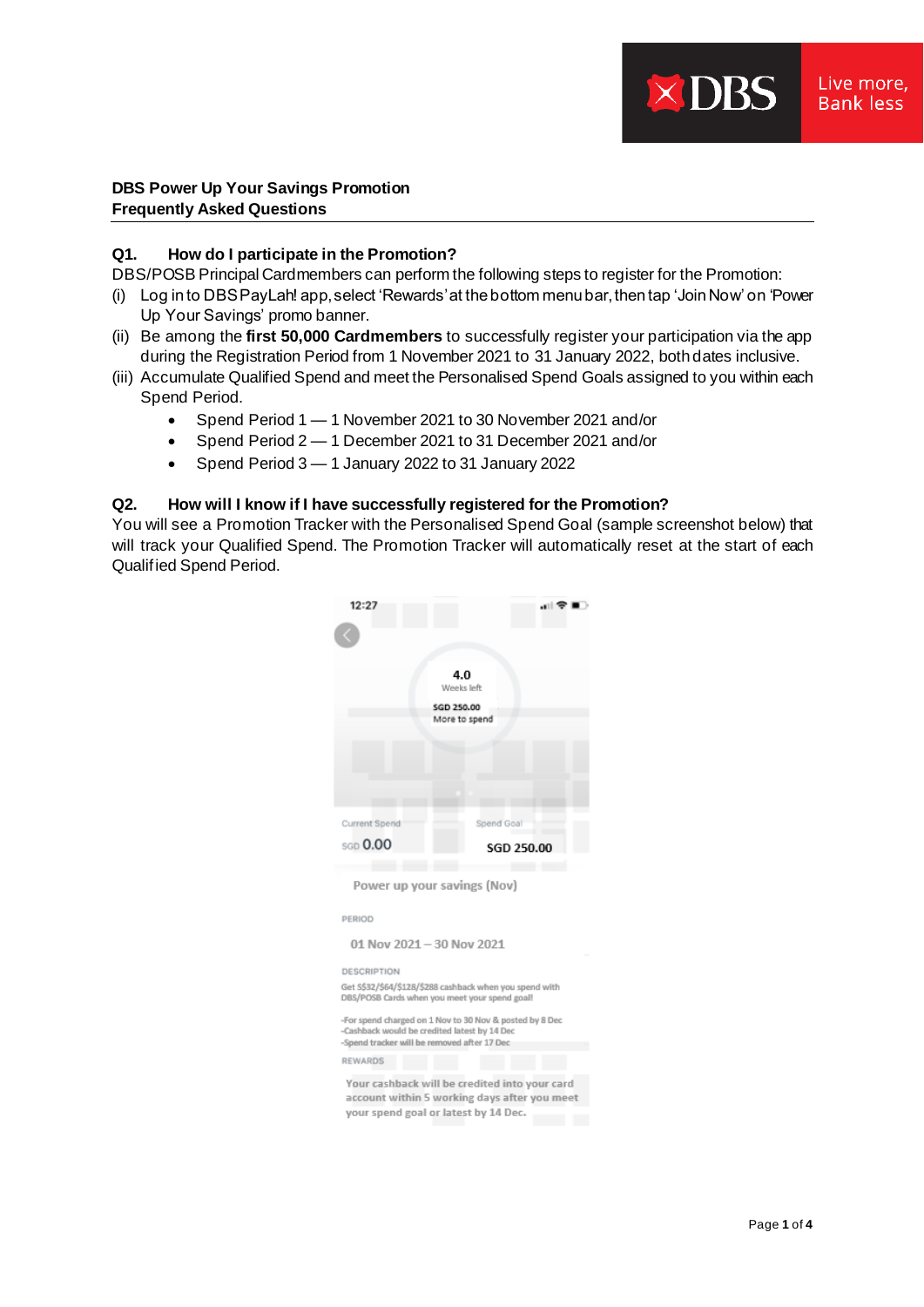**DBS Power Up Your Savings Promotion**
**Frequently Asked Questions**

---

### Q1. How do I participate in the Promotion?

DBS/POSB Principal Cardmembers can perform the following steps to register for the Promotion:

(i) Log in to DBS PayLah! app, select 'Rewards' at the bottom menu bar, then tap 'Join Now' on 'Power Up Your Savings' promo banner.

(ii) Be among the **first 50,000 Cardmembers** to successfully register your participation via the app during the Registration Period from 1 November 2021 to 31 January 2022, both dates inclusive.

(iii) Accumulate Qualified Spend and meet the Personalised Spend Goals assigned to you within each Spend Period.

- Spend Period 1 — 1 November 2021 to 30 November 2021 and/or
- Spend Period 2 — 1 December 2021 to 31 December 2021 and/or
- Spend Period 3 — 1 January 2022 to 31 January 2022

### Q2. How will I know if I have successfully registered for the Promotion?

You will see a Promotion Tracker with the Personalised Spend Goal (sample screenshot below) that will track your Qualified Spend. The Promotion Tracker will automatically reset at the start of each Qualified Spend Period.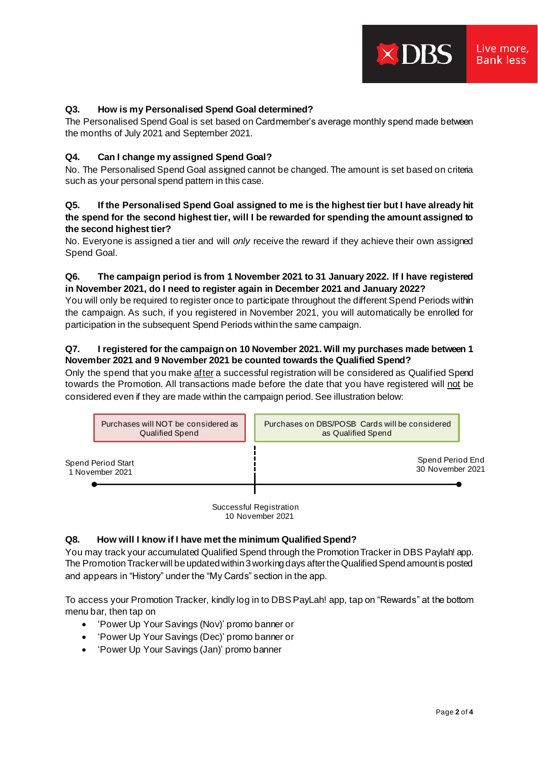**Q3. How is my Personalised Spend Goal determined?**

The Personalised Spend Goal is set based on Cardmember's average monthly spend made between the months of July 2021 and September 2021.

**Q4. Can I change my assigned Spend Goal?**

No. The Personalised Spend Goal assigned cannot be changed. The amount is set based on criteria such as your personal spend pattern in this case.

**Q5. If the Personalised Spend Goal assigned to me is the highest tier but I have already hit the spend for the second highest tier, will I be rewarded for spending the amount assigned to the second highest tier?**

No. Everyone is assigned a tier and will *only* receive the reward if they achieve their own assigned Spend Goal.

**Q6. The campaign period is from 1 November 2021 to 31 January 2022. If I have registered in November 2021, do I need to register again in December 2021 and January 2022?**

You will only be required to register once to participate throughout the different Spend Periods within the campaign. As such, if you registered in November 2021, you will automatically be enrolled for participation in the subsequent Spend Periods within the same campaign.

**Q7. I registered for the campaign on 10 November 2021. Will my purchases made between 1 November 2021 and 9 November 2021 be counted towards the Qualified Spend?**

Only the spend that you make after a successful registration will be considered as Qualified Spend towards the Promotion. All transactions made before the date that you have registered will not be considered even if they are made within the campaign period. See illustration below:

| Spend Period Start: 1 November 2021 → Successful Registration: 10 November 2021 | Successful Registration: 10 November 2021 → Spend Period End: 30 November 2021 |
|---|---|
| Purchases will NOT be considered as Qualified Spend | Purchases on DBS/POSB Cards will be considered as Qualified Spend |

**Q8. How will I know if I have met the minimum Qualified Spend?**

You may track your accumulated Qualified Spend through the Promotion Tracker in DBS Paylah! app. The Promotion Tracker will be updated within 3 working days after the Qualified Spend amount is posted and appears in "History" under the "My Cards" section in the app.

To access your Promotion Tracker, kindly log in to DBS PayLah! app, tap on "Rewards" at the bottom menu bar, then tap on

- 'Power Up Your Savings (Nov)' promo banner or
- 'Power Up Your Savings (Dec)' promo banner or
- 'Power Up Your Savings (Jan)' promo banner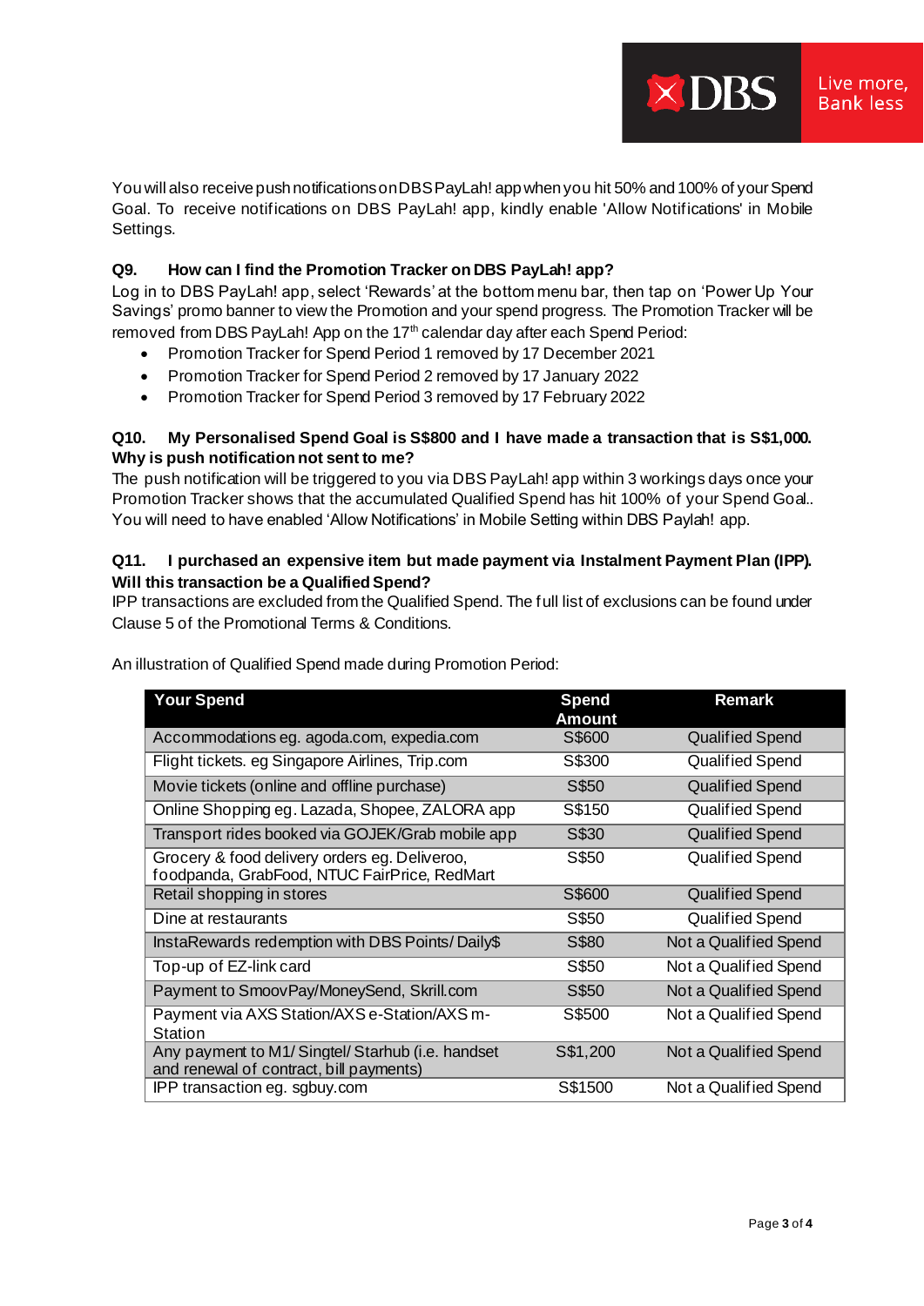You will also receive push notifications on DBS PayLah! app when you hit 50% and 100% of your Spend Goal. To receive notifications on DBS PayLah! app, kindly enable 'Allow Notifications' in Mobile Settings.

**Q9. How can I find the Promotion Tracker on DBS PayLah! app?**

Log in to DBS PayLah! app, select 'Rewards' at the bottom menu bar, then tap on 'Power Up Your Savings' promo banner to view the Promotion and your spend progress. The Promotion Tracker will be removed from DBS PayLah! App on the 17th calendar day after each Spend Period:

- Promotion Tracker for Spend Period 1 removed by 17 December 2021
- Promotion Tracker for Spend Period 2 removed by 17 January 2022
- Promotion Tracker for Spend Period 3 removed by 17 February 2022

**Q10. My Personalised Spend Goal is S$800 and I have made a transaction that is S$1,000. Why is push notification not sent to me?**

The push notification will be triggered to you via DBS PayLah! app within 3 workings days once your Promotion Tracker shows that the accumulated Qualified Spend has hit 100% of your Spend Goal.. You will need to have enabled 'Allow Notifications' in Mobile Setting within DBS Paylah! app.

**Q11. I purchased an expensive item but made payment via Instalment Payment Plan (IPP). Will this transaction be a Qualified Spend?**

IPP transactions are excluded from the Qualified Spend. The full list of exclusions can be found under Clause 5 of the Promotional Terms & Conditions.

An illustration of Qualified Spend made during Promotion Period:

| Your Spend | Spend Amount | Remark |
|---|---|---|
| Accommodations eg. agoda.com, expedia.com | S$600 | Qualified Spend |
| Flight tickets. eg Singapore Airlines, Trip.com | S$300 | Qualified Spend |
| Movie tickets (online and offline purchase) | S$50 | Qualified Spend |
| Online Shopping eg. Lazada, Shopee, ZALORA app | S$150 | Qualified Spend |
| Transport rides booked via GOJEK/Grab mobile app | S$30 | Qualified Spend |
| Grocery & food delivery orders eg. Deliveroo, foodpanda, GrabFood, NTUC FairPrice, RedMart | S$50 | Qualified Spend |
| Retail shopping in stores | S$600 | Qualified Spend |
| Dine at restaurants | S$50 | Qualified Spend |
| InstaRewards redemption with DBS Points/ Daily$ | S$80 | Not a Qualified Spend |
| Top-up of EZ-link card | S$50 | Not a Qualified Spend |
| Payment to SmoovPay/MoneySend, Skrill.com | S$50 | Not a Qualified Spend |
| Payment via AXS Station/AXS e-Station/AXS m-Station | S$500 | Not a Qualified Spend |
| Any payment to M1/ Singtel/ Starhub (i.e. handset and renewal of contract, bill payments) | S$1,200 | Not a Qualified Spend |
| IPP transaction eg. sgbuy.com | S$1500 | Not a Qualified Spend |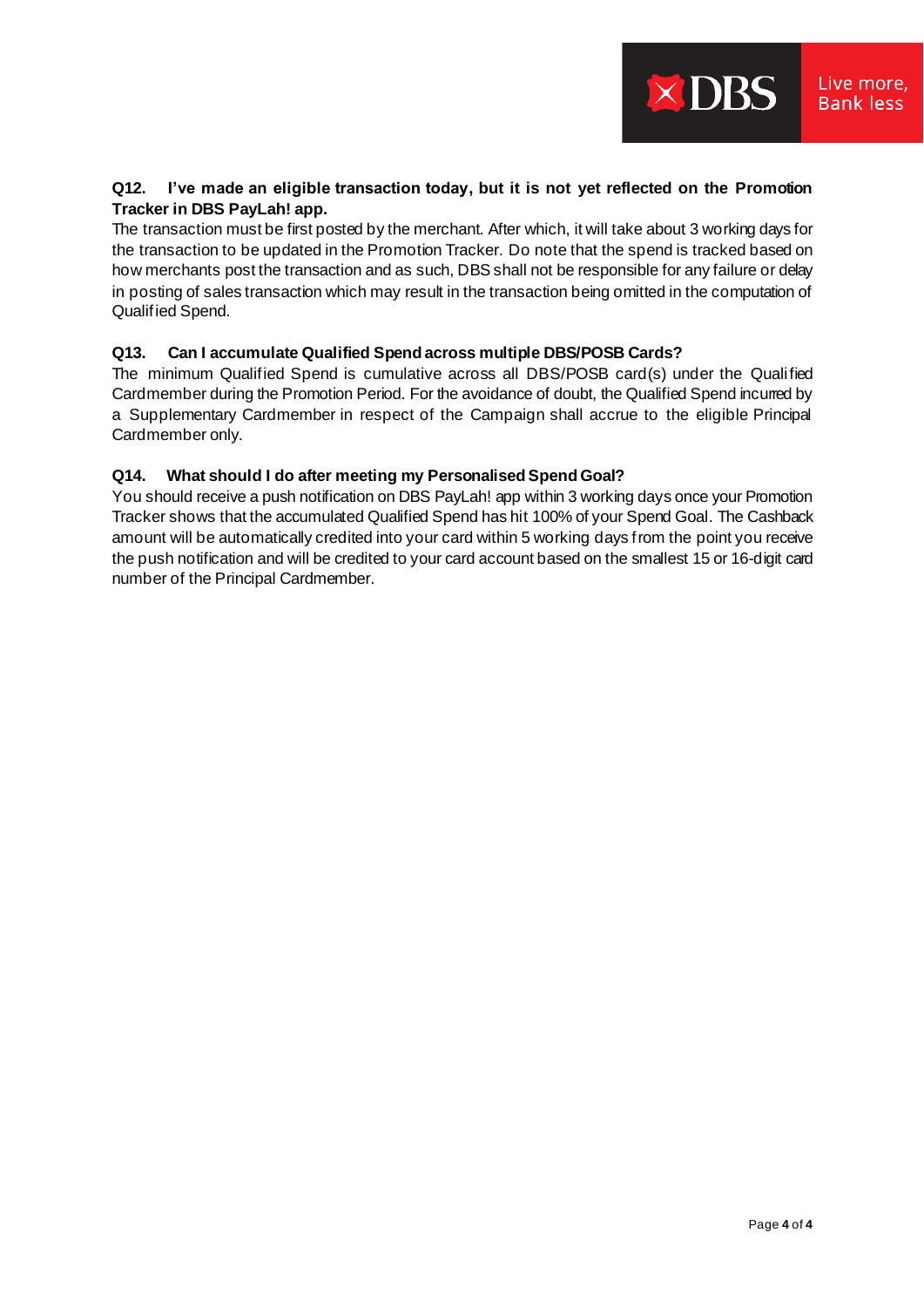**Q12. I've made an eligible transaction today, but it is not yet reflected on the Promotion Tracker in DBS PayLah! app.**

The transaction must be first posted by the merchant. After which, it will take about 3 working days for the transaction to be updated in the Promotion Tracker. Do note that the spend is tracked based on how merchants post the transaction and as such, DBS shall not be responsible for any failure or delay in posting of sales transaction which may result in the transaction being omitted in the computation of Qualified Spend.

**Q13. Can I accumulate Qualified Spend across multiple DBS/POSB Cards?**

The minimum Qualified Spend is cumulative across all DBS/POSB card(s) under the Qualified Cardmember during the Promotion Period. For the avoidance of doubt, the Qualified Spend incurred by a Supplementary Cardmember in respect of the Campaign shall accrue to the eligible Principal Cardmember only.

**Q14. What should I do after meeting my Personalised Spend Goal?**

You should receive a push notification on DBS PayLah! app within 3 working days once your Promotion Tracker shows that the accumulated Qualified Spend has hit 100% of your Spend Goal. The Cashback amount will be automatically credited into your card within 5 working days from the point you receive the push notification and will be credited to your card account based on the smallest 15 or 16-digit card number of the Principal Cardmember.